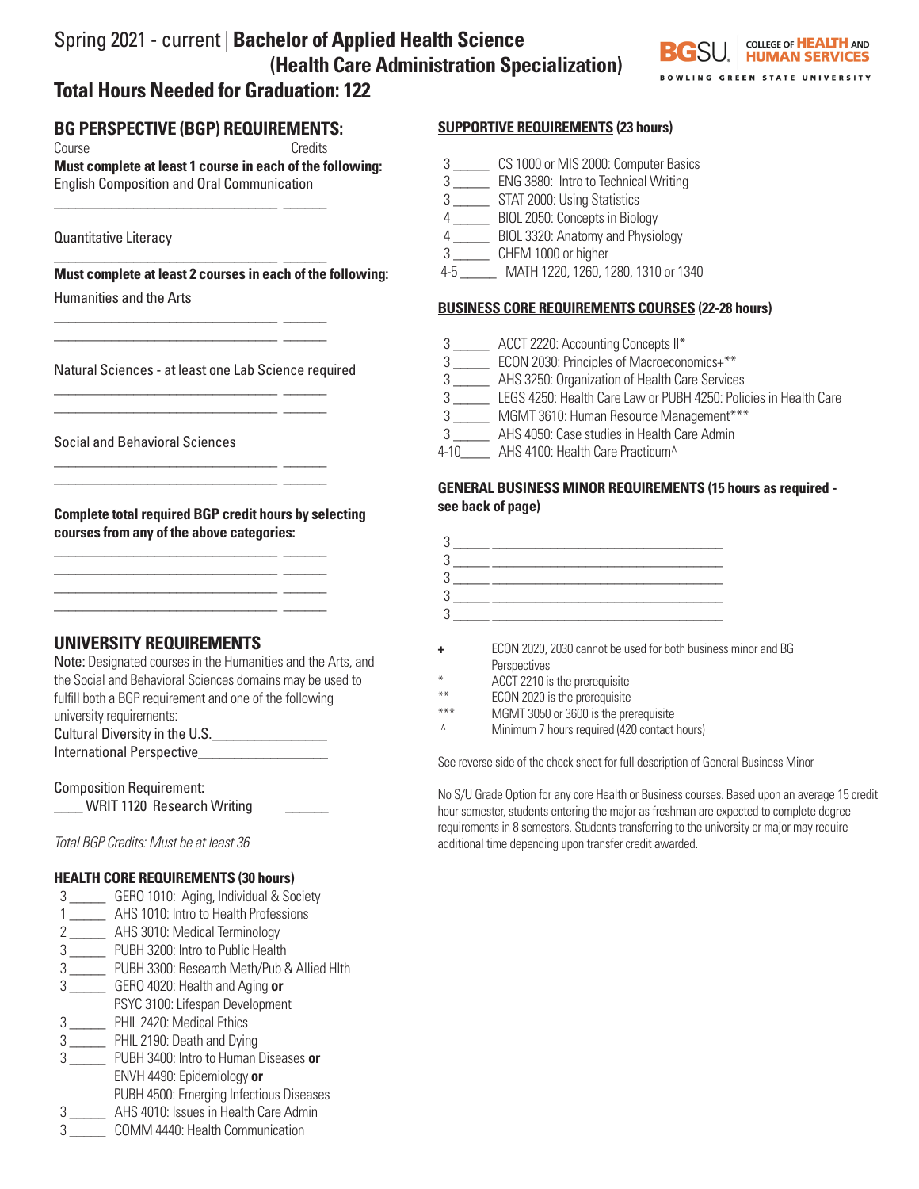# Spring 2021 - current | **Bachelor of Applied Health Science (Health Care Administration Specialization)**

BGSU. COLLEGE OF HEALTH AND HUMAN SERVICES
BOWLING GREEN STATE UNIVERSITY

## Total Hours Needed for Graduation: 122

## BG PERSPECTIVE (BGP) REQUIREMENTS:

Course — Credits

**Must complete at least 1 course in each of the following:**

English Composition and Oral Communication

_______________________________ ______

Quantitative Literacy

_______________________________ ______

**Must complete at least 2 courses in each of the following:**

Humanities and the Arts

_______________________________ ______
_______________________________ ______

Natural Sciences - at least one Lab Science required

_______________________________ ______
_______________________________ ______

Social and Behavioral Sciences

_______________________________ ______
_______________________________ ______

**Complete total required BGP credit hours by selecting courses from any of the above categories:**

_______________________________ ______
_______________________________ ______
_______________________________ ______
_______________________________ ______

## UNIVERSITY REQUIREMENTS

Note: Designated courses in the Humanities and the Arts, and the Social and Behavioral Sciences domains may be used to fulfill both a BGP requirement and one of the following university requirements:

Cultural Diversity in the U.S.________________

International Perspective_________________

Composition Requirement:

____ WRIT 1120 Research Writing ______

*Total BGP Credits: Must be at least 36*

### HEALTH CORE REQUIREMENTS (30 hours)

- 3 _____ GERO 1010: Aging, Individual & Society
- 1 _____ AHS 1010: Intro to Health Professions
- 2 _____ AHS 3010: Medical Terminology
- 3 _____ PUBH 3200: Intro to Public Health
- 3 _____ PUBH 3300: Research Meth/Pub & Allied Hlth
- 3 _____ GERO 4020: Health and Aging **or** PSYC 3100: Lifespan Development
- 3 _____ PHIL 2420: Medical Ethics
- 3 _____ PHIL 2190: Death and Dying
- 3 _____ PUBH 3400: Intro to Human Diseases **or** ENVH 4490: Epidemiology **or** PUBH 4500: Emerging Infectious Diseases
- 3 _____ AHS 4010: Issues in Health Care Admin
- 3 _____ COMM 4440: Health Communication

### SUPPORTIVE REQUIREMENTS (23 hours)

- 3 _____ CS 1000 or MIS 2000: Computer Basics
- 3 _____ ENG 3880: Intro to Technical Writing
- 3 _____ STAT 2000: Using Statistics
- 4 _____ BIOL 2050: Concepts in Biology
- 4 _____ BIOL 3320: Anatomy and Physiology
- 3 _____ CHEM 1000 or higher
- 4-5 _____ MATH 1220, 1260, 1280, 1310 or 1340

### BUSINESS CORE REQUIREMENTS COURSES (22-28 hours)

- 3 _____ ACCT 2220: Accounting Concepts II*
- 3 _____ ECON 2030: Principles of Macroeconomics+**
- 3 _____ AHS 3250: Organization of Health Care Services
- 3 _____ LEGS 4250: Health Care Law or PUBH 4250: Policies in Health Care
- 3 _____ MGMT 3610: Human Resource Management***
- 3 _____ AHS 4050: Case studies in Health Care Admin
- 4-10_____ AHS 4100: Health Care Practicum^

### GENERAL BUSINESS MINOR REQUIREMENTS (15 hours as required - see back of page)

- 3 _____ ________________________________
- 3 _____ ________________________________
- 3 _____ ________________________________
- 3 _____ ________________________________
- 3 _____ ________________________________

+ ECON 2020, 2030 cannot be used for both business minor and BG Perspectives

* ACCT 2210 is the prerequisite

** ECON 2020 is the prerequisite

*** MGMT 3050 or 3600 is the prerequisite

^ Minimum 7 hours required (420 contact hours)

See reverse side of the check sheet for full description of General Business Minor

No S/U Grade Option for <u>any</u> core Health or Business courses. Based upon an average 15 credit hour semester, students entering the major as freshman are expected to complete degree requirements in 8 semesters. Students transferring to the university or major may require additional time depending upon transfer credit awarded.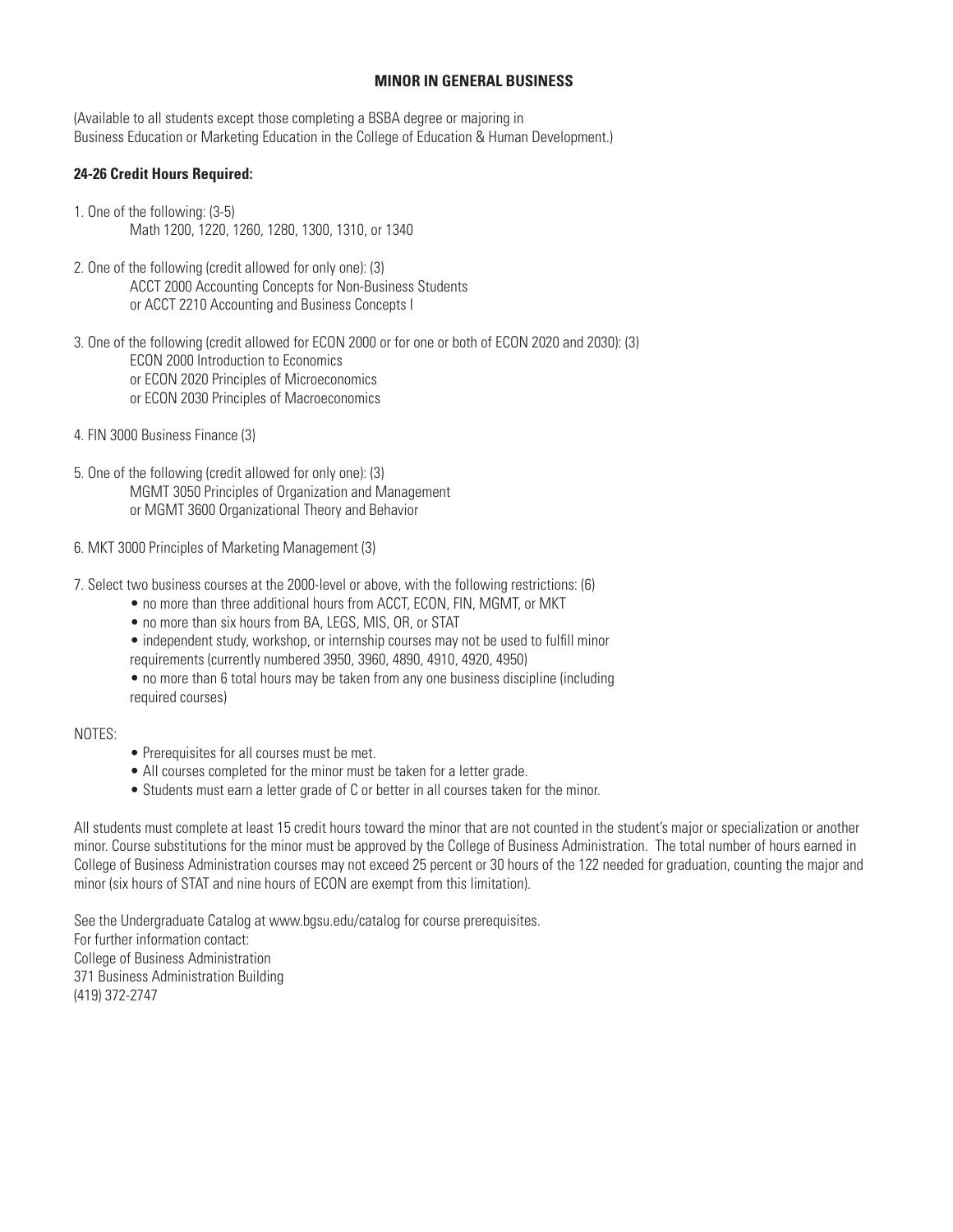# MINOR IN GENERAL BUSINESS

(Available to all students except those completing a BSBA degree or majoring in
Business Education or Marketing Education in the College of Education & Human Development.)

**24-26 Credit Hours Required:**

1. One of the following: (3-5)
   Math 1200, 1220, 1260, 1280, 1300, 1310, or 1340

2. One of the following (credit allowed for only one): (3)
   ACCT 2000 Accounting Concepts for Non-Business Students
   or ACCT 2210 Accounting and Business Concepts I

3. One of the following (credit allowed for ECON 2000 or for one or both of ECON 2020 and 2030): (3)
   ECON 2000 Introduction to Economics
   or ECON 2020 Principles of Microeconomics
   or ECON 2030 Principles of Macroeconomics

4. FIN 3000 Business Finance (3)

5. One of the following (credit allowed for only one): (3)
   MGMT 3050 Principles of Organization and Management
   or MGMT 3600 Organizational Theory and Behavior

6. MKT 3000 Principles of Marketing Management (3)

7. Select two business courses at the 2000-level or above, with the following restrictions: (6)
   - no more than three additional hours from ACCT, ECON, FIN, MGMT, or MKT
   - no more than six hours from BA, LEGS, MIS, OR, or STAT
   - independent study, workshop, or internship courses may not be used to fulfill minor requirements (currently numbered 3950, 3960, 4890, 4910, 4920, 4950)
   - no more than 6 total hours may be taken from any one business discipline (including required courses)

NOTES:

- Prerequisites for all courses must be met.
- All courses completed for the minor must be taken for a letter grade.
- Students must earn a letter grade of C or better in all courses taken for the minor.

All students must complete at least 15 credit hours toward the minor that are not counted in the student's major or specialization or another minor. Course substitutions for the minor must be approved by the College of Business Administration. The total number of hours earned in College of Business Administration courses may not exceed 25 percent or 30 hours of the 122 needed for graduation, counting the major and minor (six hours of STAT and nine hours of ECON are exempt from this limitation).

See the Undergraduate Catalog at www.bgsu.edu/catalog for course prerequisites.
For further information contact:
College of Business Administration
371 Business Administration Building
(419) 372-2747